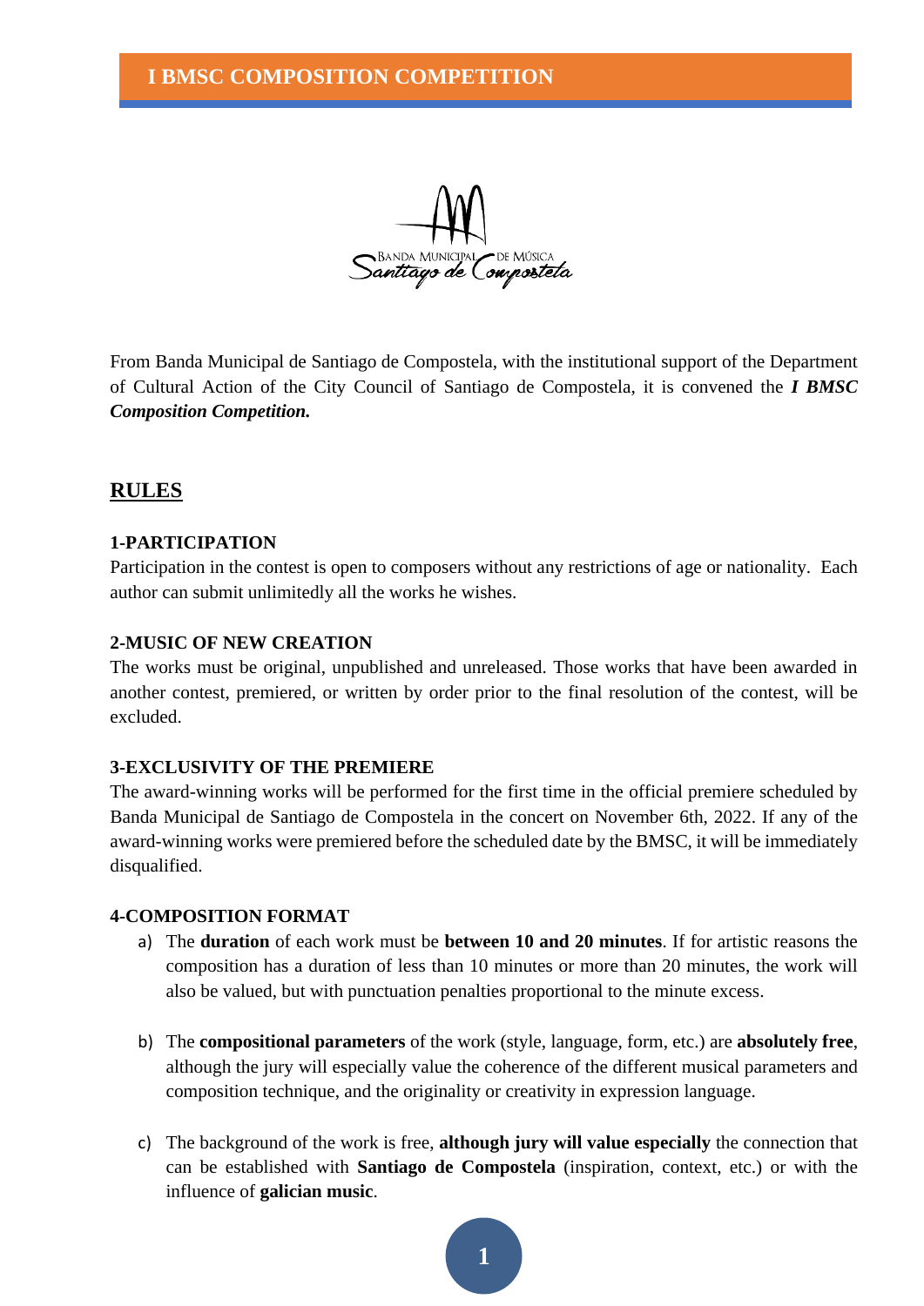# I BMSC COMPOSITION COMPETITION

From Banda Municipal de Santiago de Compostela, with the institutional support of the Department of Cultural Action of the City Council of Santiago de Compostela, it is convened the ***I BMSC Composition Competition.***

## RULES

**1-PARTICIPATION**

Participation in the contest is open to composers without any restrictions of age or nationality. Each author can submit unlimitedly all the works he wishes.

**2-MUSIC OF NEW CREATION**

The works must be original, unpublished and unreleased. Those works that have been awarded in another contest, premiered, or written by order prior to the final resolution of the contest, will be excluded.

**3-EXCLUSIVITY OF THE PREMIERE**

The award-winning works will be performed for the first time in the official premiere scheduled by Banda Municipal de Santiago de Compostela in the concert on November 6th, 2022. If any of the award-winning works were premiered before the scheduled date by the BMSC, it will be immediately disqualified.

**4-COMPOSITION FORMAT**

a) The **duration** of each work must be **between 10 and 20 minutes**. If for artistic reasons the composition has a duration of less than 10 minutes or more than 20 minutes, the work will also be valued, but with punctuation penalties proportional to the minute excess.

b) The **compositional parameters** of the work (style, language, form, etc.) are **absolutely free**, although the jury will especially value the coherence of the different musical parameters and composition technique, and the originality or creativity in expression language.

c) The background of the work is free, **although jury will value especially** the connection that can be established with **Santiago de Compostela** (inspiration, context, etc.) or with the influence of **galician music**.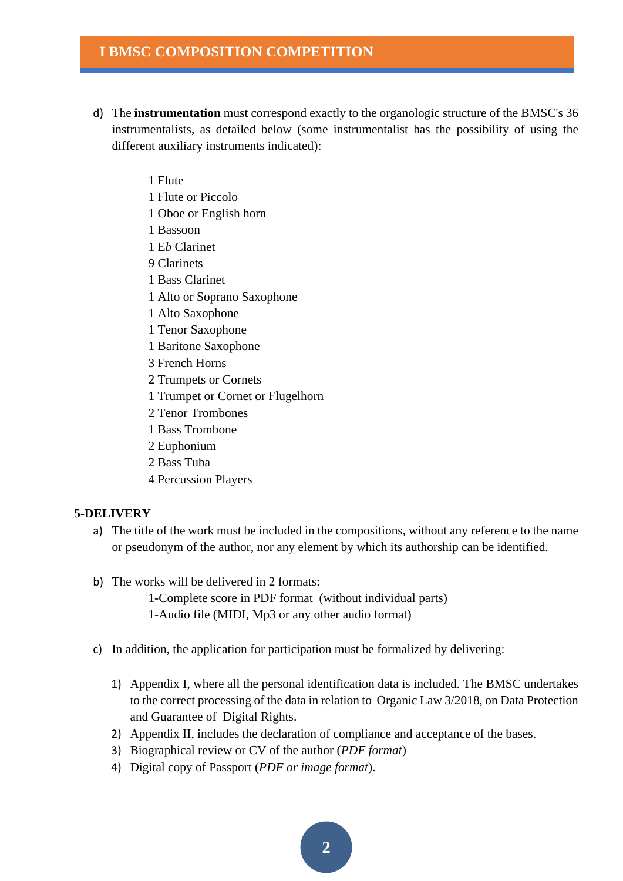d) The **instrumentation** must correspond exactly to the organologic structure of the BMSC's 36 instrumentalists, as detailed below (some instrumentalist has the possibility of using the different auxiliary instruments indicated):

1 Flute
1 Flute or Piccolo
1 Oboe or English horn
1 Bassoon
1 E*b* Clarinet
9 Clarinets
1 Bass Clarinet
1 Alto or Soprano Saxophone
1 Alto Saxophone
1 Tenor Saxophone
1 Baritone Saxophone
3 French Horns
2 Trumpets or Cornets
1 Trumpet or Cornet or Flugelhorn
2 Tenor Trombones
1 Bass Trombone
2 Euphonium
2 Bass Tuba
4 Percussion Players

**5-DELIVERY**

a) The title of the work must be included in the compositions, without any reference to the name or pseudonym of the author, nor any element by which its authorship can be identified.

b) The works will be delivered in 2 formats:

1-Complete score in PDF format (without individual parts)
1-Audio file (MIDI, Mp3 or any other audio format)

c) In addition, the application for participation must be formalized by delivering:

1) Appendix I, where all the personal identification data is included. The BMSC undertakes to the correct processing of the data in relation to Organic Law 3/2018, on Data Protection and Guarantee of Digital Rights.
2) Appendix II, includes the declaration of compliance and acceptance of the bases.
3) Biographical review or CV of the author (*PDF format*)
4) Digital copy of Passport (*PDF or image format*).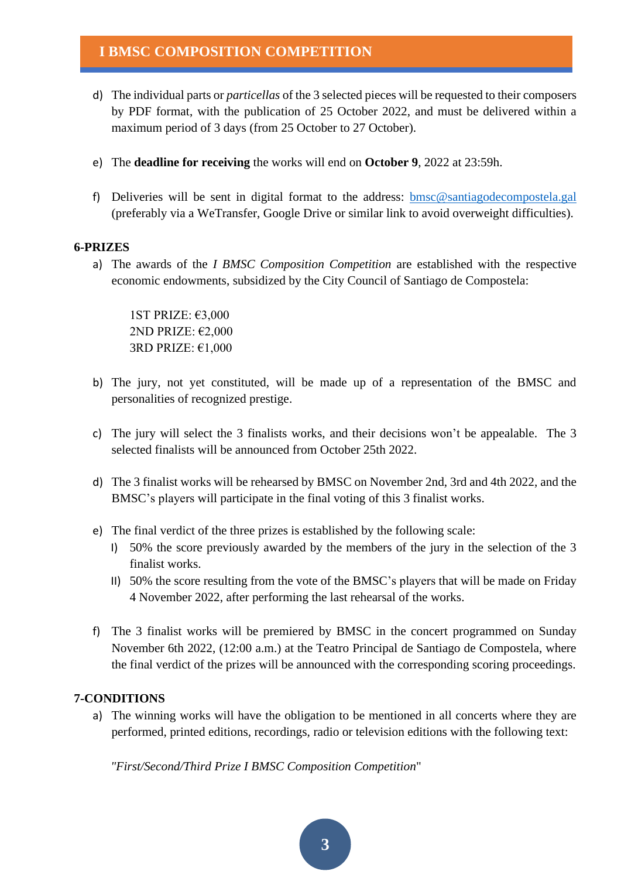d) The individual parts or *particellas* of the 3 selected pieces will be requested to their composers by PDF format, with the publication of 25 October 2022, and must be delivered within a maximum period of 3 days (from 25 October to 27 October).

e) The **deadline for receiving** the works will end on **October 9**, 2022 at 23:59h.

f) Deliveries will be sent in digital format to the address: bmsc@santiagodecompostela.gal (preferably via a WeTransfer, Google Drive or similar link to avoid overweight difficulties).

**6-PRIZES**

a) The awards of the *I BMSC Composition Competition* are established with the respective economic endowments, subsidized by the City Council of Santiago de Compostela:

   1ST PRIZE: €3,000
   2ND PRIZE: €2,000
   3RD PRIZE: €1,000

b) The jury, not yet constituted, will be made up of a representation of the BMSC and personalities of recognized prestige.

c) The jury will select the 3 finalists works, and their decisions won't be appealable. The 3 selected finalists will be announced from October 25th 2022.

d) The 3 finalist works will be rehearsed by BMSC on November 2nd, 3rd and 4th 2022, and the BMSC's players will participate in the final voting of this 3 finalist works.

e) The final verdict of the three prizes is established by the following scale:
   I) 50% the score previously awarded by the members of the jury in the selection of the 3 finalist works.
   II) 50% the score resulting from the vote of the BMSC's players that will be made on Friday 4 November 2022, after performing the last rehearsal of the works.

f) The 3 finalist works will be premiered by BMSC in the concert programmed on Sunday November 6th 2022, (12:00 a.m.) at the Teatro Principal de Santiago de Compostela, where the final verdict of the prizes will be announced with the corresponding scoring proceedings.

**7-CONDITIONS**

a) The winning works will have the obligation to be mentioned in all concerts where they are performed, printed editions, recordings, radio or television editions with the following text:

   "*First/Second/Third Prize I BMSC Composition Competition*"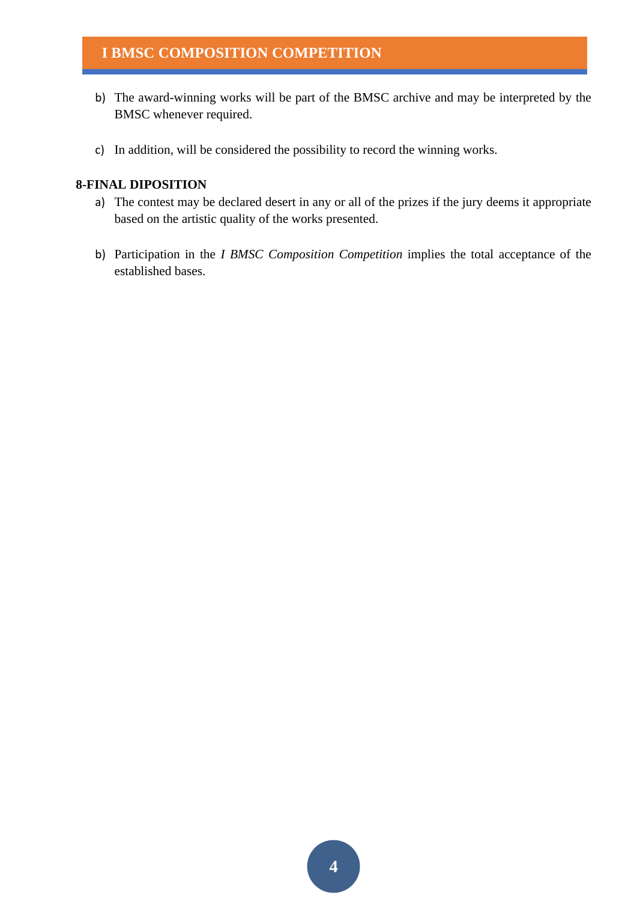b) The award-winning works will be part of the BMSC archive and may be interpreted by the BMSC whenever required.

c) In addition, will be considered the possibility to record the winning works.

**8-FINAL DIPOSITION**

a) The contest may be declared desert in any or all of the prizes if the jury deems it appropriate based on the artistic quality of the works presented.

b) Participation in the *I BMSC Composition Competition* implies the total acceptance of the established bases.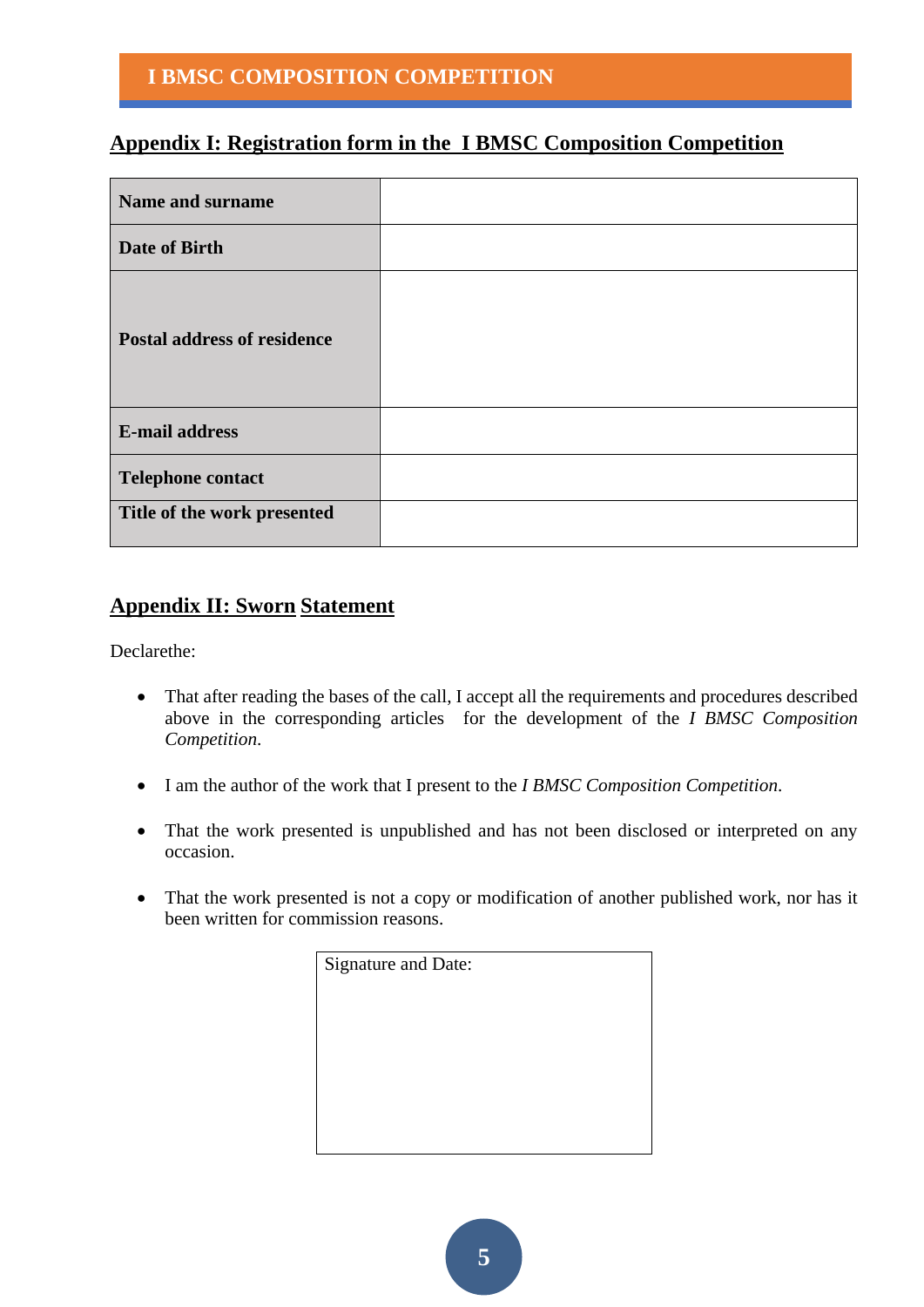## Appendix I: Registration form in the I BMSC Composition Competition

| | |
|---|---|
| **Name and surname** | |
| **Date of Birth** | |
| **Postal address of residence** | |
| **E-mail address** | |
| **Telephone contact** | |
| **Title of the work presented** | |

## Appendix II: Sworn Statement

Declarethe:

- That after reading the bases of the call, I accept all the requirements and procedures described above in the corresponding articles for the development of the *I BMSC Composition Competition*.
- I am the author of the work that I present to the *I BMSC Composition Competition*.
- That the work presented is unpublished and has not been disclosed or interpreted on any occasion.
- That the work presented is not a copy or modification of another published work, nor has it been written for commission reasons.

| Signature and Date: |
|---|
| |